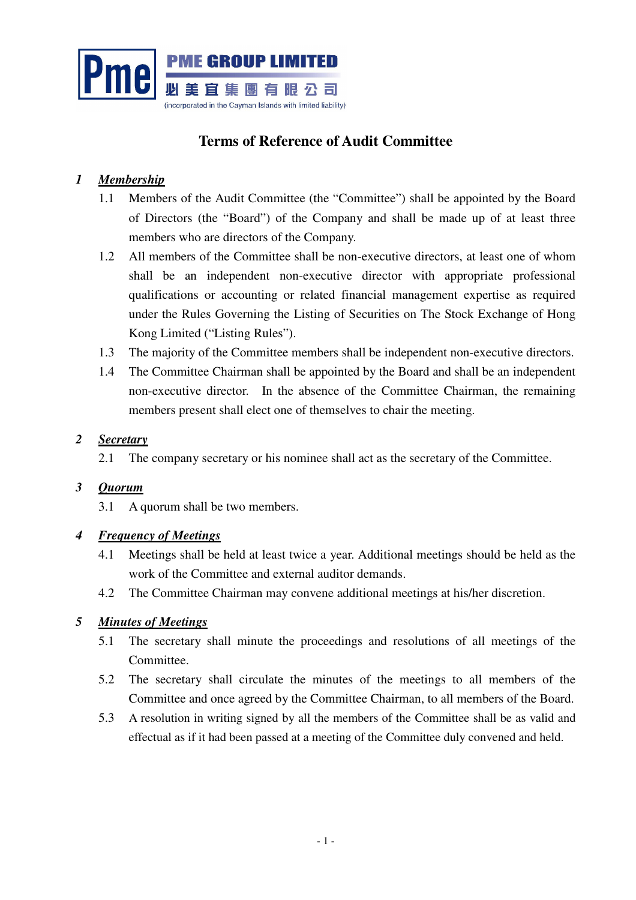PME GROUP LIMITED

必美宜集團有限公司

(incorporated in the Cayman Islands with limited liability)

# Terms of Reference of Audit Committee

## 1 *Membership*

1.1 Members of the Audit Committee (the "Committee") shall be appointed by the Board of Directors (the "Board") of the Company and shall be made up of at least three members who are directors of the Company.

1.2 All members of the Committee shall be non-executive directors, at least one of whom shall be an independent non-executive director with appropriate professional qualifications or accounting or related financial management expertise as required under the Rules Governing the Listing of Securities on The Stock Exchange of Hong Kong Limited ("Listing Rules").

1.3 The majority of the Committee members shall be independent non-executive directors.

1.4 The Committee Chairman shall be appointed by the Board and shall be an independent non-executive director. In the absence of the Committee Chairman, the remaining members present shall elect one of themselves to chair the meeting.

## 2 *Secretary*

2.1 The company secretary or his nominee shall act as the secretary of the Committee.

## 3 *Quorum*

3.1 A quorum shall be two members.

## 4 *Frequency of Meetings*

4.1 Meetings shall be held at least twice a year. Additional meetings should be held as the work of the Committee and external auditor demands.

4.2 The Committee Chairman may convene additional meetings at his/her discretion.

## 5 *Minutes of Meetings*

5.1 The secretary shall minute the proceedings and resolutions of all meetings of the Committee.

5.2 The secretary shall circulate the minutes of the meetings to all members of the Committee and once agreed by the Committee Chairman, to all members of the Board.

5.3 A resolution in writing signed by all the members of the Committee shall be as valid and effectual as if it had been passed at a meeting of the Committee duly convened and held.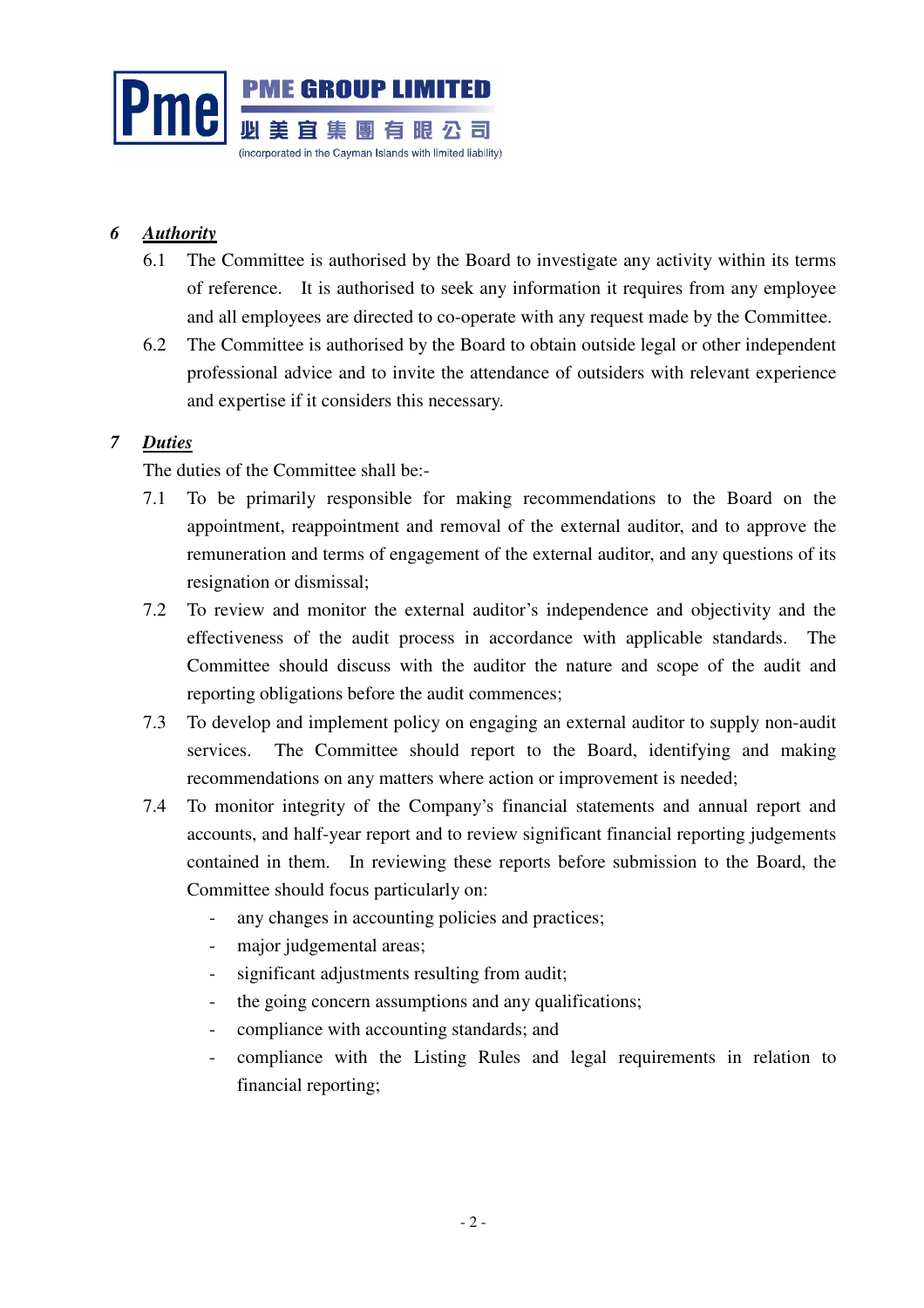## *6 Authority*

6.1 The Committee is authorised by the Board to investigate any activity within its terms of reference. It is authorised to seek any information it requires from any employee and all employees are directed to co-operate with any request made by the Committee.

6.2 The Committee is authorised by the Board to obtain outside legal or other independent professional advice and to invite the attendance of outsiders with relevant experience and expertise if it considers this necessary.

## *7 Duties*

The duties of the Committee shall be:-

7.1 To be primarily responsible for making recommendations to the Board on the appointment, reappointment and removal of the external auditor, and to approve the remuneration and terms of engagement of the external auditor, and any questions of its resignation or dismissal;

7.2 To review and monitor the external auditor's independence and objectivity and the effectiveness of the audit process in accordance with applicable standards. The Committee should discuss with the auditor the nature and scope of the audit and reporting obligations before the audit commences;

7.3 To develop and implement policy on engaging an external auditor to supply non-audit services. The Committee should report to the Board, identifying and making recommendations on any matters where action or improvement is needed;

7.4 To monitor integrity of the Company's financial statements and annual report and accounts, and half-year report and to review significant financial reporting judgements contained in them. In reviewing these reports before submission to the Board, the Committee should focus particularly on:

- any changes in accounting policies and practices;
- major judgemental areas;
- significant adjustments resulting from audit;
- the going concern assumptions and any qualifications;
- compliance with accounting standards; and
- compliance with the Listing Rules and legal requirements in relation to financial reporting;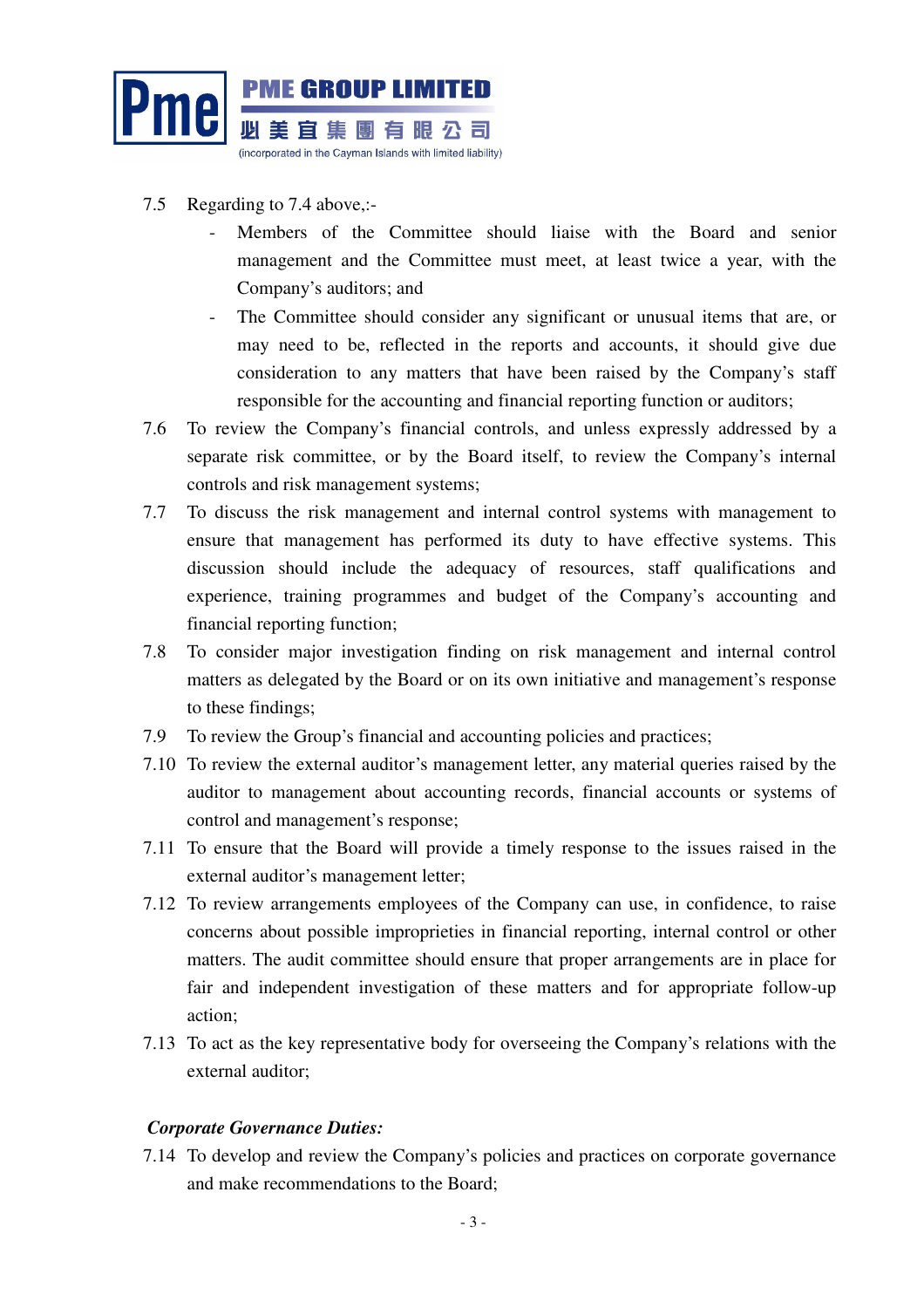7.5 Regarding to 7.4 above,:-

- Members of the Committee should liaise with the Board and senior management and the Committee must meet, at least twice a year, with the Company's auditors; and
- The Committee should consider any significant or unusual items that are, or may need to be, reflected in the reports and accounts, it should give due consideration to any matters that have been raised by the Company's staff responsible for the accounting and financial reporting function or auditors;

7.6 To review the Company's financial controls, and unless expressly addressed by a separate risk committee, or by the Board itself, to review the Company's internal controls and risk management systems;

7.7 To discuss the risk management and internal control systems with management to ensure that management has performed its duty to have effective systems. This discussion should include the adequacy of resources, staff qualifications and experience, training programmes and budget of the Company's accounting and financial reporting function;

7.8 To consider major investigation finding on risk management and internal control matters as delegated by the Board or on its own initiative and management's response to these findings;

7.9 To review the Group's financial and accounting policies and practices;

7.10 To review the external auditor's management letter, any material queries raised by the auditor to management about accounting records, financial accounts or systems of control and management's response;

7.11 To ensure that the Board will provide a timely response to the issues raised in the external auditor's management letter;

7.12 To review arrangements employees of the Company can use, in confidence, to raise concerns about possible improprieties in financial reporting, internal control or other matters. The audit committee should ensure that proper arrangements are in place for fair and independent investigation of these matters and for appropriate follow-up action;

7.13 To act as the key representative body for overseeing the Company's relations with the external auditor;

***Corporate Governance Duties:***

7.14 To develop and review the Company's policies and practices on corporate governance and make recommendations to the Board;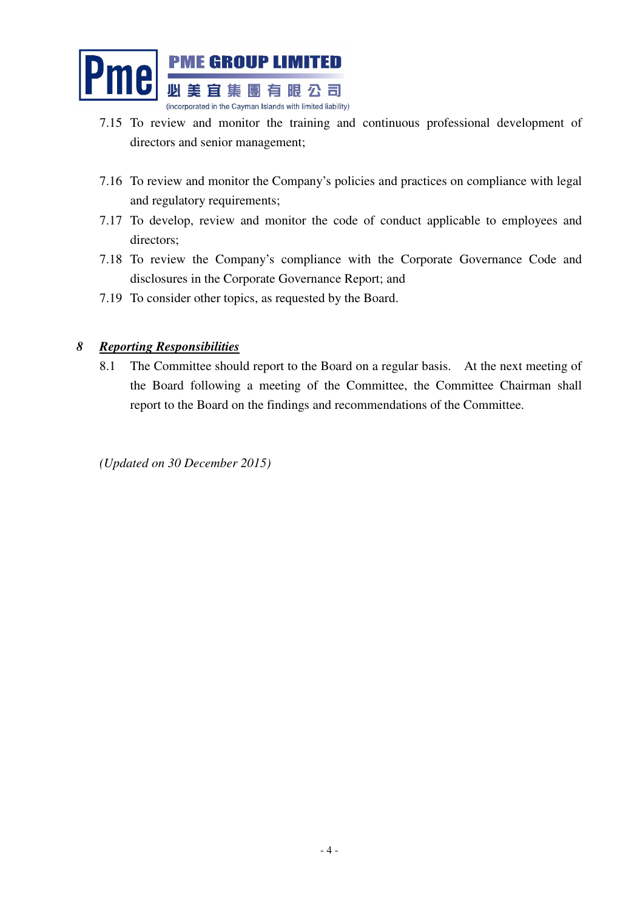7.15 To review and monitor the training and continuous professional development of directors and senior management;

7.16 To review and monitor the Company's policies and practices on compliance with legal and regulatory requirements;

7.17 To develop, review and monitor the code of conduct applicable to employees and directors;

7.18 To review the Company's compliance with the Corporate Governance Code and disclosures in the Corporate Governance Report; and

7.19 To consider other topics, as requested by the Board.

## *8 **Reporting Responsibilities***

8.1 The Committee should report to the Board on a regular basis. At the next meeting of the Board following a meeting of the Committee, the Committee Chairman shall report to the Board on the findings and recommendations of the Committee.

*(Updated on 30 December 2015)*